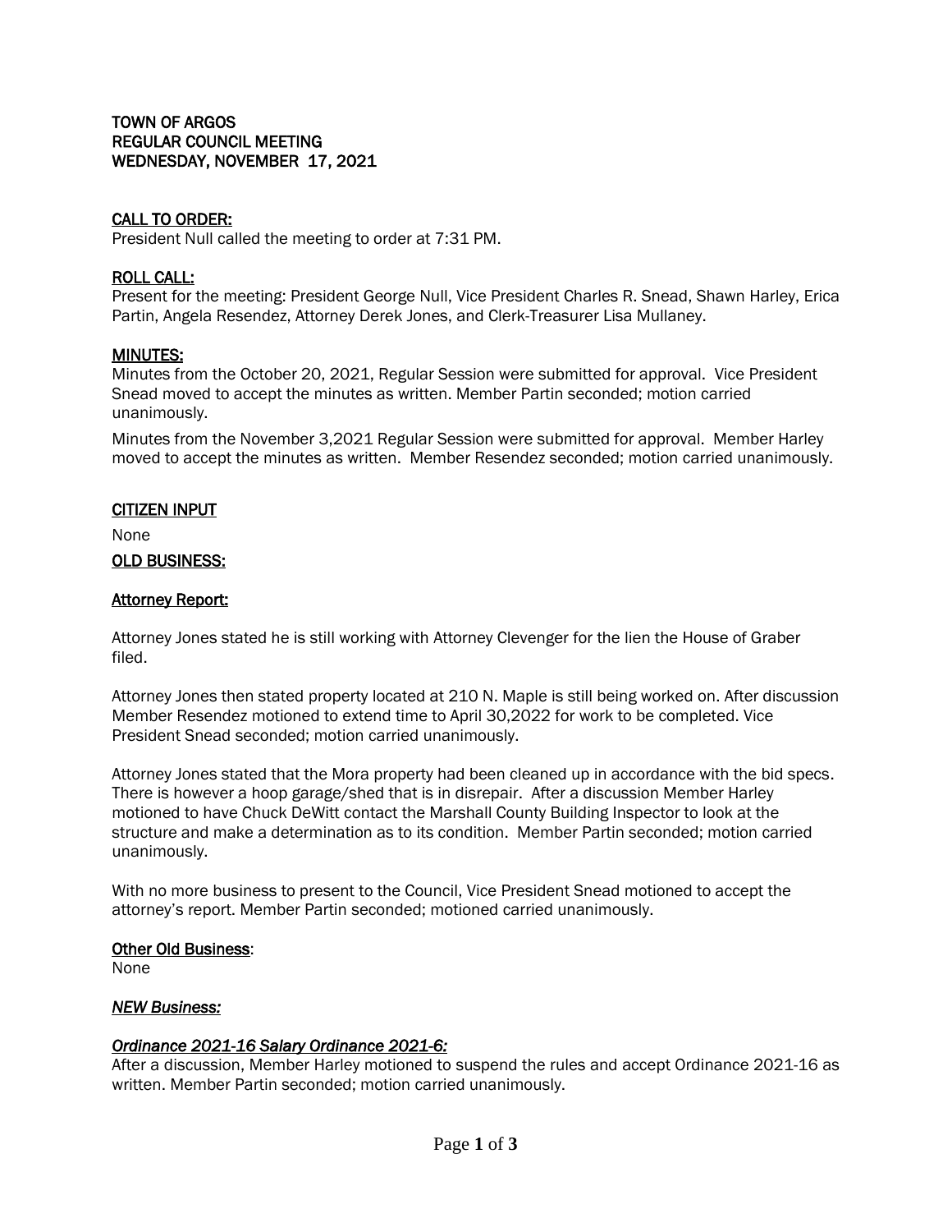**TOWN OF ARGOS**
**REGULAR COUNCIL MEETING**
**WEDNESDAY, NOVEMBER 17, 2021**

## CALL TO ORDER:

President Null called the meeting to order at 7:31 PM.

## ROLL CALL:

Present for the meeting: President George Null, Vice President Charles R. Snead, Shawn Harley, Erica Partin, Angela Resendez, Attorney Derek Jones, and Clerk-Treasurer Lisa Mullaney.

## MINUTES:

Minutes from the October 20, 2021, Regular Session were submitted for approval. Vice President Snead moved to accept the minutes as written. Member Partin seconded; motion carried unanimously.

Minutes from the November 3,2021 Regular Session were submitted for approval. Member Harley moved to accept the minutes as written. Member Resendez seconded; motion carried unanimously.

## CITIZEN INPUT

None

## OLD BUSINESS:

### Attorney Report:

Attorney Jones stated he is still working with Attorney Clevenger for the lien the House of Graber filed.

Attorney Jones then stated property located at 210 N. Maple is still being worked on. After discussion Member Resendez motioned to extend time to April 30,2022 for work to be completed. Vice President Snead seconded; motion carried unanimously.

Attorney Jones stated that the Mora property had been cleaned up in accordance with the bid specs. There is however a hoop garage/shed that is in disrepair. After a discussion Member Harley motioned to have Chuck DeWitt contact the Marshall County Building Inspector to look at the structure and make a determination as to its condition. Member Partin seconded; motion carried unanimously.

With no more business to present to the Council, Vice President Snead motioned to accept the attorney's report. Member Partin seconded; motioned carried unanimously.

### Other Old Business:

None

## *NEW Business:*

### *Ordinance 2021-16 Salary Ordinance 2021-6:*

After a discussion, Member Harley motioned to suspend the rules and accept Ordinance 2021-16 as written. Member Partin seconded; motion carried unanimously.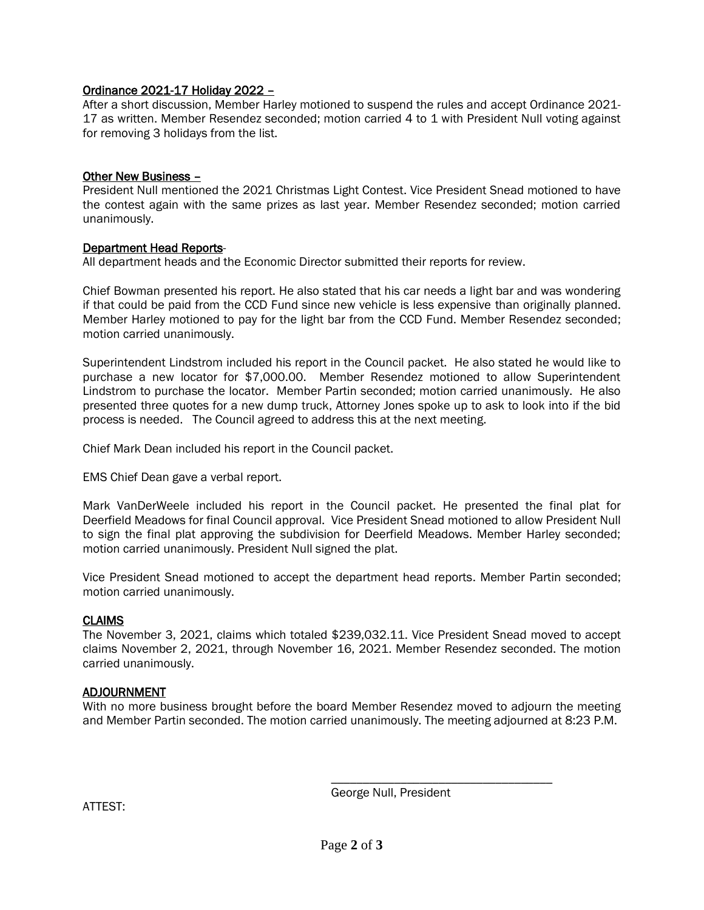**<u>Ordinance 2021-17 Holiday 2022 –</u>**

After a short discussion, Member Harley motioned to suspend the rules and accept Ordinance 2021-17 as written. Member Resendez seconded; motion carried 4 to 1 with President Null voting against for removing 3 holidays from the list.

**<u>Other New Business –</u>**

President Null mentioned the 2021 Christmas Light Contest. Vice President Snead motioned to have the contest again with the same prizes as last year. Member Resendez seconded; motion carried unanimously.

**<u>Department Head Reports</u>**-

All department heads and the Economic Director submitted their reports for review.

Chief Bowman presented his report. He also stated that his car needs a light bar and was wondering if that could be paid from the CCD Fund since new vehicle is less expensive than originally planned. Member Harley motioned to pay for the light bar from the CCD Fund. Member Resendez seconded; motion carried unanimously.

Superintendent Lindstrom included his report in the Council packet. He also stated he would like to purchase a new locator for $7,000.00. Member Resendez motioned to allow Superintendent Lindstrom to purchase the locator. Member Partin seconded; motion carried unanimously. He also presented three quotes for a new dump truck, Attorney Jones spoke up to ask to look into if the bid process is needed. The Council agreed to address this at the next meeting.

Chief Mark Dean included his report in the Council packet.

EMS Chief Dean gave a verbal report.

Mark VanDerWeele included his report in the Council packet. He presented the final plat for Deerfield Meadows for final Council approval. Vice President Snead motioned to allow President Null to sign the final plat approving the subdivision for Deerfield Meadows. Member Harley seconded; motion carried unanimously. President Null signed the plat.

Vice President Snead motioned to accept the department head reports. Member Partin seconded; motion carried unanimously.

**<u>CLAIMS</u>**

The November 3, 2021, claims which totaled $239,032.11. Vice President Snead moved to accept claims November 2, 2021, through November 16, 2021. Member Resendez seconded. The motion carried unanimously.

**<u>ADJOURNMENT</u>**

With no more business brought before the board Member Resendez moved to adjourn the meeting and Member Partin seconded. The motion carried unanimously. The meeting adjourned at 8:23 P.M.

\_\_\_\_\_\_\_\_\_\_\_\_\_\_\_\_\_\_\_\_\_\_\_\_\_\_\_\_\_\_\_\_\_\_\_\_

George Null, President

ATTEST: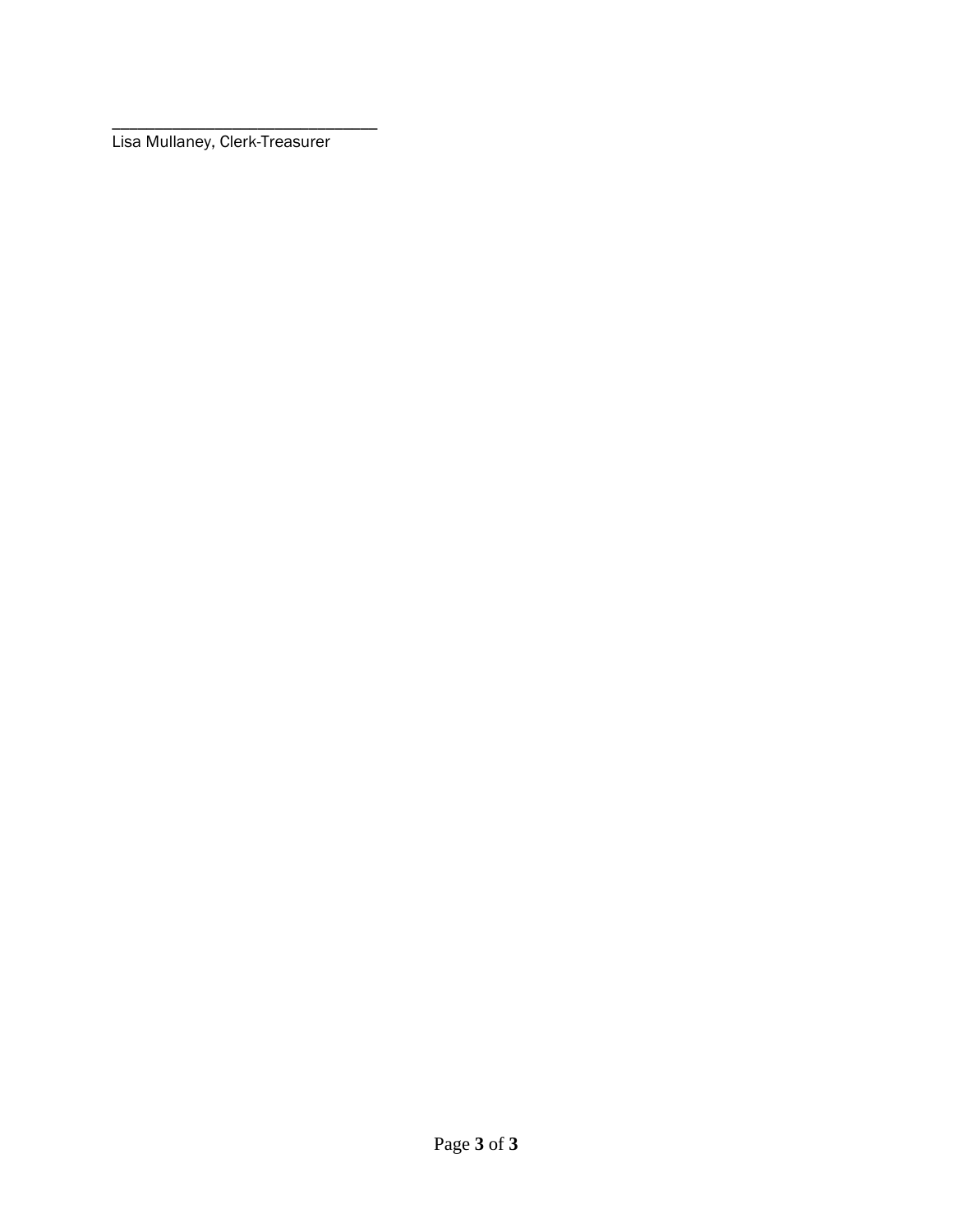_______________________________
Lisa Mullaney, Clerk-Treasurer